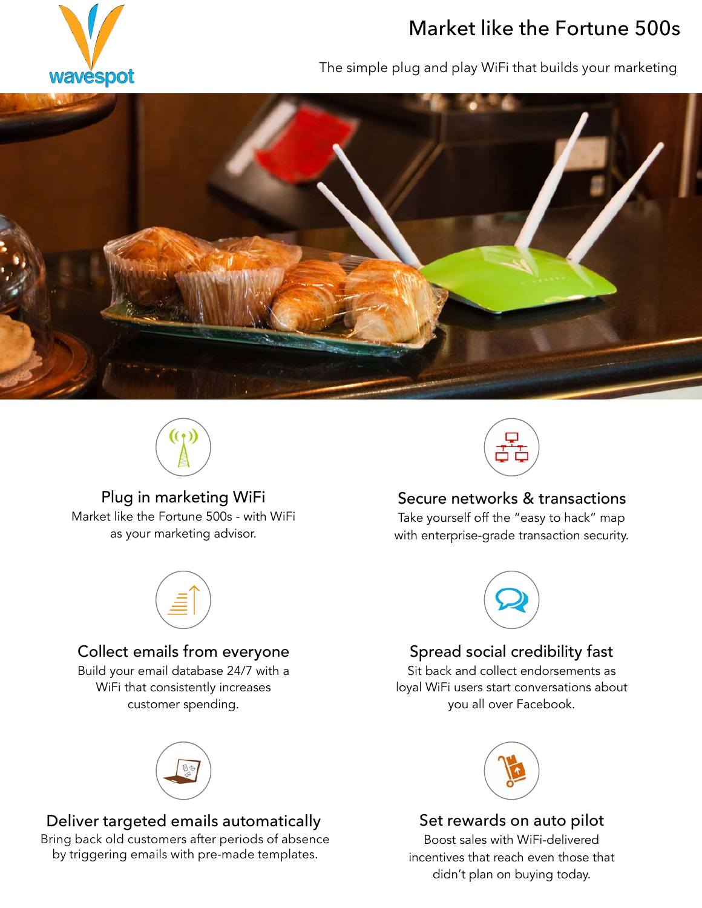wavespot

# Market like the Fortune 500s

The simple plug and play WiFi that builds your marketing

## Plug in marketing WiFi

Market like the Fortune 500s - with WiFi as your marketing advisor.

## Secure networks & transactions

Take yourself off the "easy to hack" map with enterprise-grade transaction security.

## Collect emails from everyone

Build your email database 24/7 with a WiFi that consistently increases customer spending.

## Spread social credibility fast

Sit back and collect endorsements as loyal WiFi users start conversations about you all over Facebook.

## Deliver targeted emails automatically

Bring back old customers after periods of absence by triggering emails with pre-made templates.

## Set rewards on auto pilot

Boost sales with WiFi-delivered incentives that reach even those that didn't plan on buying today.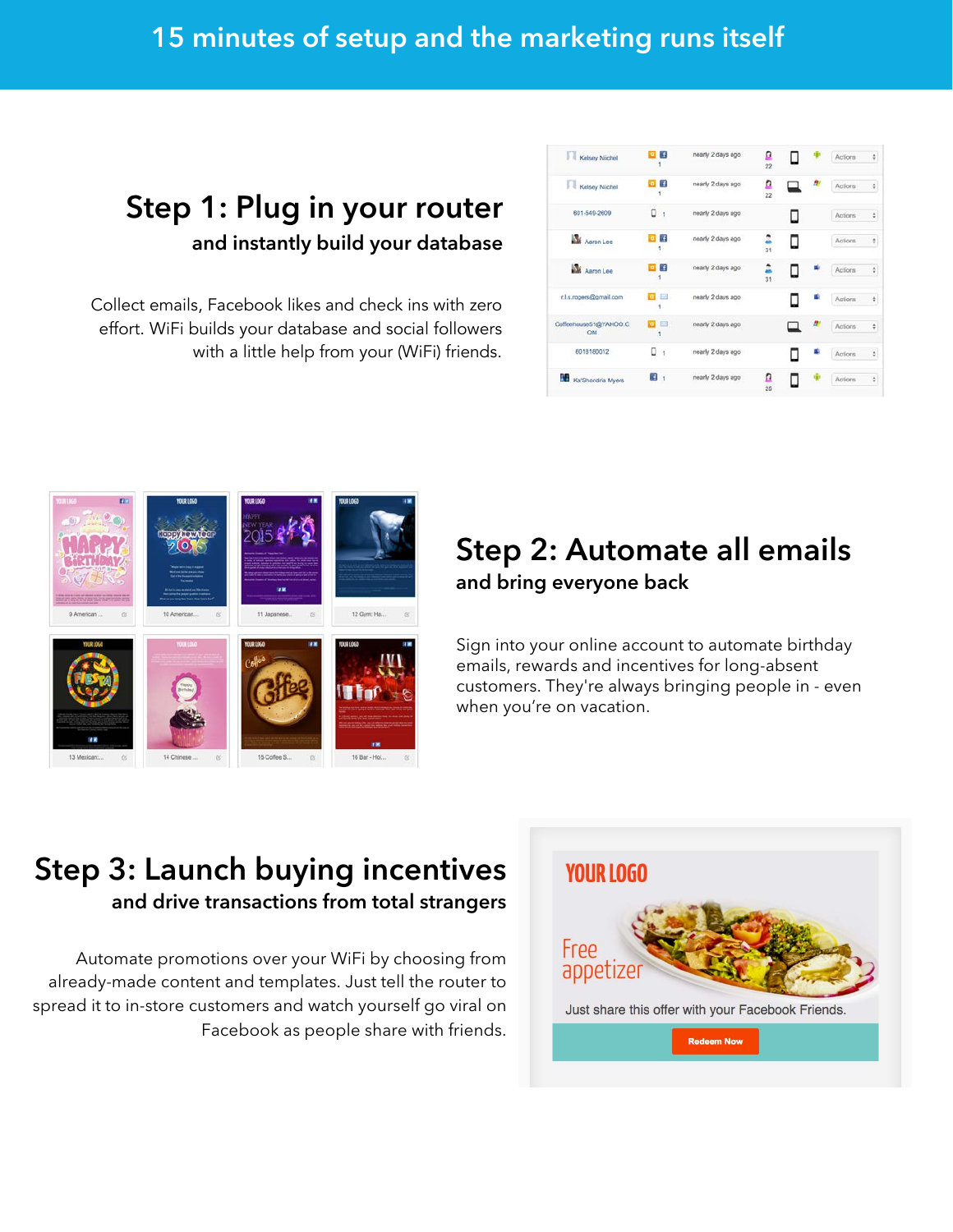# 15 minutes of setup and the marketing runs itself

## Step 1: Plug in your router

### and instantly build your database

Collect emails, Facebook likes and check ins with zero effort. WiFi builds your database and social followers with a little help from your (WiFi) friends.

## Step 2: Automate all emails

### and bring everyone back

Sign into your online account to automate birthday emails, rewards and incentives for long-absent customers. They're always bringing people in - even when you're on vacation.

## Step 3: Launch buying incentives

### and drive transactions from total strangers

Automate promotions over your WiFi by choosing from already-made content and templates. Just tell the router to spread it to in-store customers and watch yourself go viral on Facebook as people share with friends.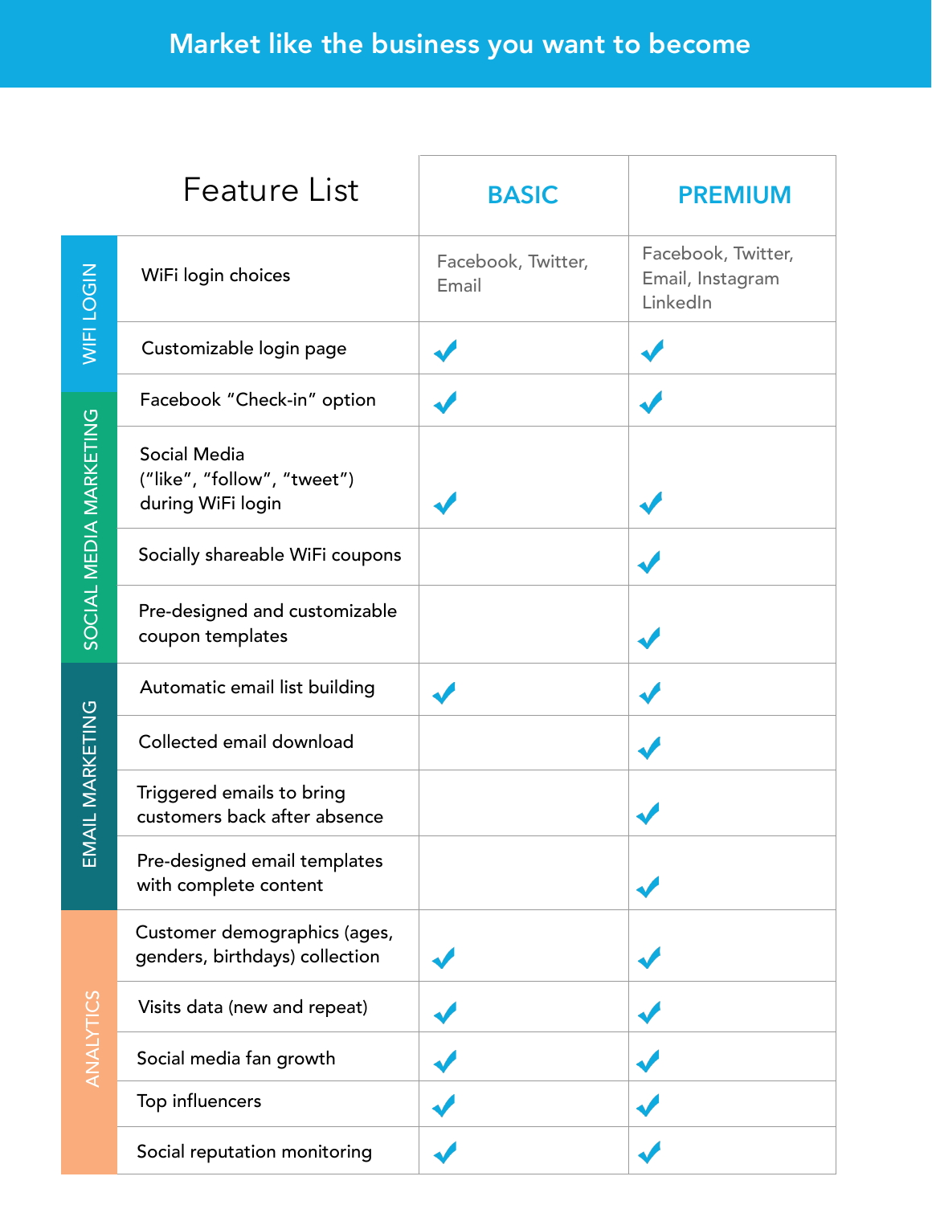# Market like the business you want to become

| | Feature List | BASIC | PREMIUM |
|---|---|---|---|
| WIFI LOGIN | WiFi login choices | Facebook, Twitter, Email | Facebook, Twitter, Email, Instagram LinkedIn |
| | Customizable login page | ✓ | ✓ |
| SOCIAL MEDIA MARKETING | Facebook "Check-in" option | ✓ | ✓ |
| | Social Media ("like", "follow", "tweet") during WiFi login | ✓ | ✓ |
| | Socially shareable WiFi coupons | | ✓ |
| | Pre-designed and customizable coupon templates | | ✓ |
| EMAIL MARKETING | Automatic email list building | ✓ | ✓ |
| | Collected email download | | ✓ |
| | Triggered emails to bring customers back after absence | | ✓ |
| | Pre-designed email templates with complete content | | ✓ |
| ANALYTICS | Customer demographics (ages, genders, birthdays) collection | ✓ | ✓ |
| | Visits data (new and repeat) | ✓ | ✓ |
| | Social media fan growth | ✓ | ✓ |
| | Top influencers | ✓ | ✓ |
| | Social reputation monitoring | ✓ | ✓ |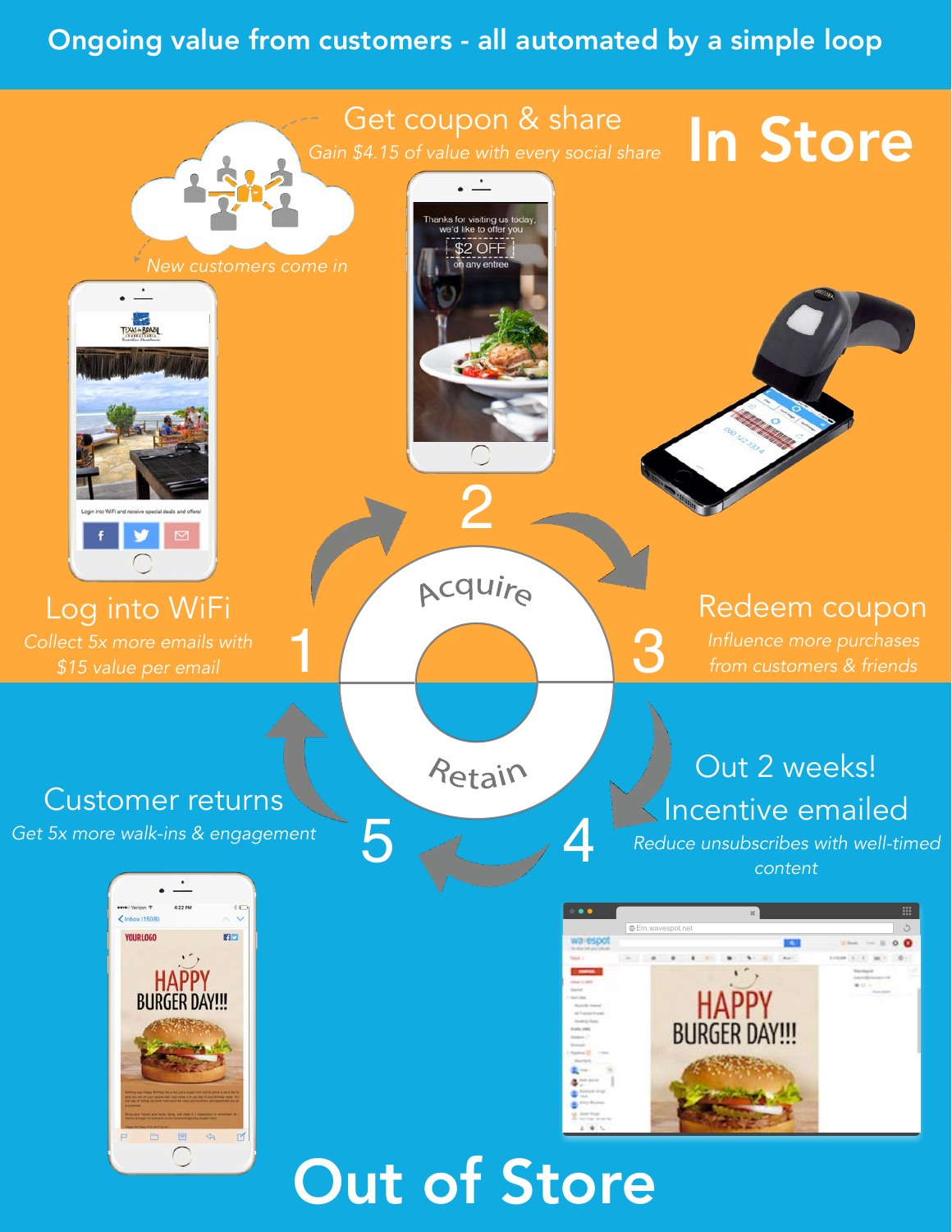# Ongoing value from customers - all automated by a simple loop

## In Store

**Get coupon & share**

*Gain $4.15 of value with every social share*

*New customers come in*

**1 — Log into WiFi**

*Collect 5x more emails with $15 value per email*

**2** — Get coupon & share

**3 — Redeem coupon**

*Influence more purchases from customers & friends*

Acquire

Retain

**4 — Out 2 weeks! Incentive emailed**

*Reduce unsubscribes with well-timed content*

**5 — Customer returns**

*Get 5x more walk-ins & engagement*

## Out of Store